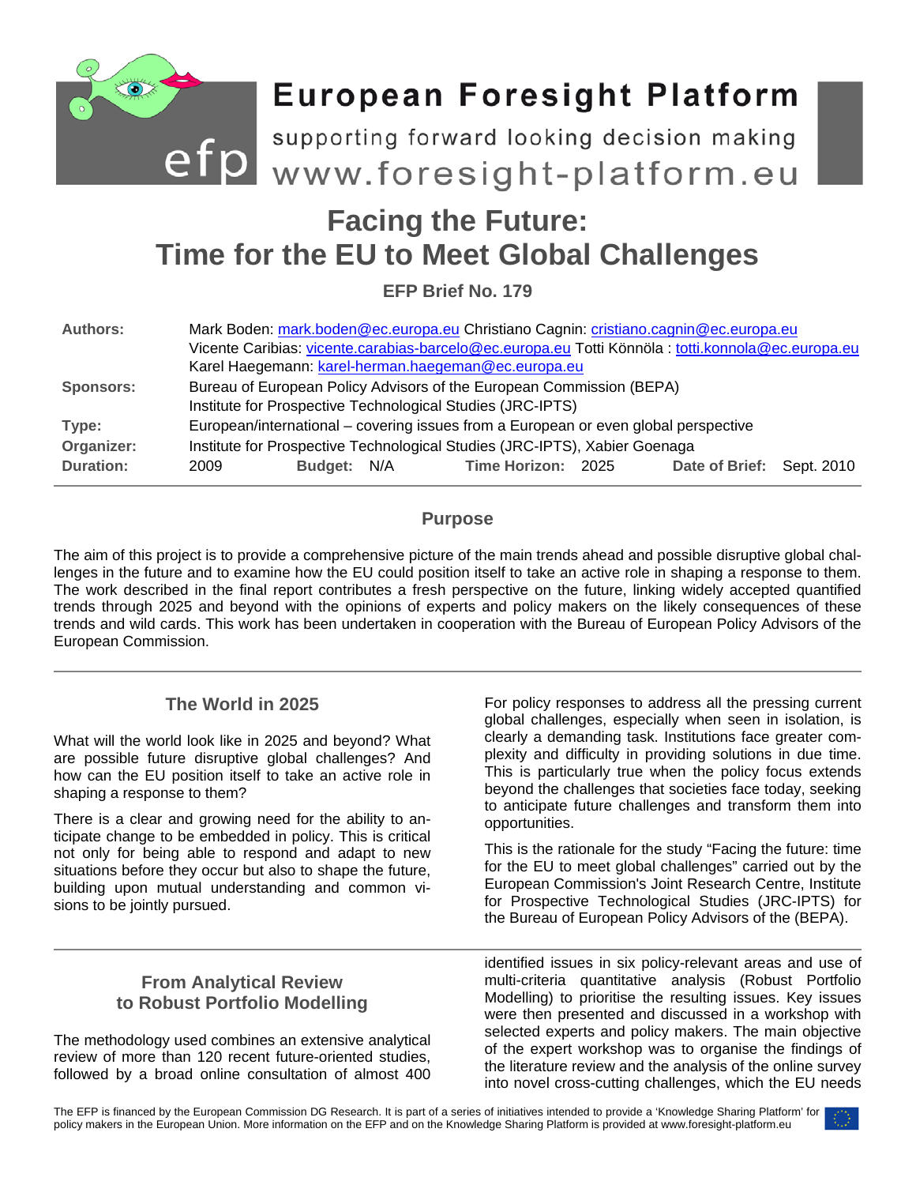# European Foresight Platform

supporting forward looking decision making

www.foresight-platform.eu

# Facing the Future: Time for the EU to Meet Global Challenges

**EFP Brief No. 179**

| | |
|---|---|
| **Authors:** | Mark Boden: mark.boden@ec.europa.eu Christiano Cagnin: cristiano.cagnin@ec.europa.eu Vicente Caribias: vicente.carabias-barcelo@ec.europa.eu Totti Könnöla : totti.konnola@ec.europa.eu Karel Haegemann: karel-herman.haegeman@ec.europa.eu |
| **Sponsors:** | Bureau of European Policy Advisors of the European Commission (BEPA) Institute for Prospective Technological Studies (JRC-IPTS) |
| **Type:** | European/international – covering issues from a European or even global perspective |
| **Organizer:** | Institute for Prospective Technological Studies (JRC-IPTS), Xabier Goenaga |
| **Duration:** | 2009 **Budget:** N/A **Time Horizon:** 2025 **Date of Brief:** Sept. 2010 |

## Purpose

The aim of this project is to provide a comprehensive picture of the main trends ahead and possible disruptive global challenges in the future and to examine how the EU could position itself to take an active role in shaping a response to them. The work described in the final report contributes a fresh perspective on the future, linking widely accepted quantified trends through 2025 and beyond with the opinions of experts and policy makers on the likely consequences of these trends and wild cards. This work has been undertaken in cooperation with the Bureau of European Policy Advisors of the European Commission.

## The World in 2025

What will the world look like in 2025 and beyond? What are possible future disruptive global challenges? And how can the EU position itself to take an active role in shaping a response to them?

There is a clear and growing need for the ability to anticipate change to be embedded in policy. This is critical not only for being able to respond and adapt to new situations before they occur but also to shape the future, building upon mutual understanding and common visions to be jointly pursued.

For policy responses to address all the pressing current global challenges, especially when seen in isolation, is clearly a demanding task. Institutions face greater complexity and difficulty in providing solutions in due time. This is particularly true when the policy focus extends beyond the challenges that societies face today, seeking to anticipate future challenges and transform them into opportunities.

This is the rationale for the study "Facing the future: time for the EU to meet global challenges" carried out by the European Commission's Joint Research Centre, Institute for Prospective Technological Studies (JRC-IPTS) for the Bureau of European Policy Advisors of the (BEPA).

## From Analytical Review to Robust Portfolio Modelling

The methodology used combines an extensive analytical review of more than 120 recent future-oriented studies, followed by a broad online consultation of almost 400 identified issues in six policy-relevant areas and use of multi-criteria quantitative analysis (Robust Portfolio Modelling) to prioritise the resulting issues. Key issues were then presented and discussed in a workshop with selected experts and policy makers. The main objective of the expert workshop was to organise the findings of the literature review and the analysis of the online survey into novel cross-cutting challenges, which the EU needs

The EFP is financed by the European Commission DG Research. It is part of a series of initiatives intended to provide a 'Knowledge Sharing Platform' for policy makers in the European Union. More information on the EFP and on the Knowledge Sharing Platform is provided at www.foresight-platform.eu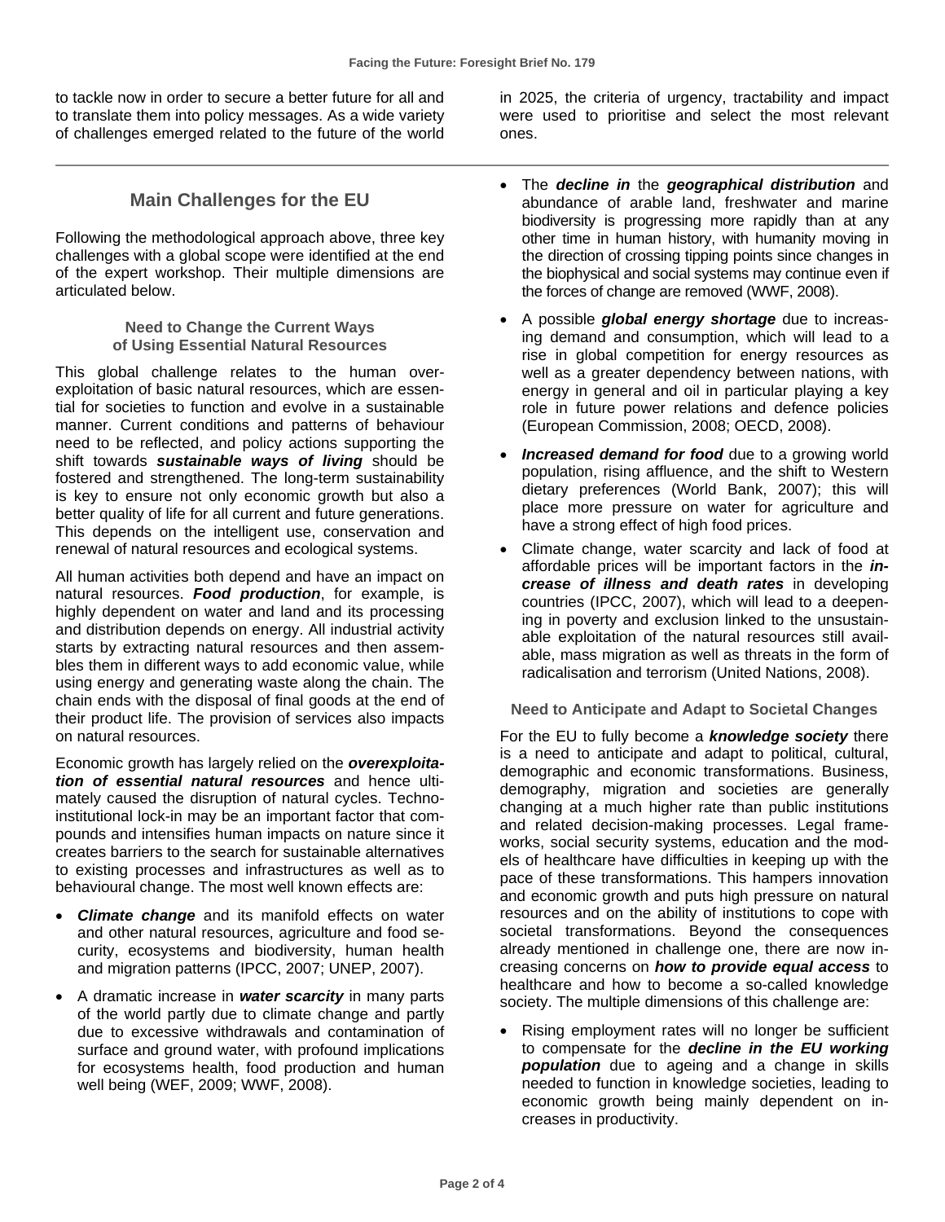to tackle now in order to secure a better future for all and to translate them into policy messages. As a wide variety of challenges emerged related to the future of the world in 2025, the criteria of urgency, tractability and impact were used to prioritise and select the most relevant ones.

## Main Challenges for the EU

Following the methodological approach above, three key challenges with a global scope were identified at the end of the expert workshop. Their multiple dimensions are articulated below.

### Need to Change the Current Ways of Using Essential Natural Resources

This global challenge relates to the human over-exploitation of basic natural resources, which are essential for societies to function and evolve in a sustainable manner. Current conditions and patterns of behaviour need to be reflected, and policy actions supporting the shift towards ***sustainable ways of living*** should be fostered and strengthened. The long-term sustainability is key to ensure not only economic growth but also a better quality of life for all current and future generations. This depends on the intelligent use, conservation and renewal of natural resources and ecological systems.

All human activities both depend and have an impact on natural resources. ***Food production***, for example, is highly dependent on water and land and its processing and distribution depends on energy. All industrial activity starts by extracting natural resources and then assembles them in different ways to add economic value, while using energy and generating waste along the chain. The chain ends with the disposal of final goods at the end of their product life. The provision of services also impacts on natural resources.

Economic growth has largely relied on the ***overexploitation of essential natural resources*** and hence ultimately caused the disruption of natural cycles. Techno-institutional lock-in may be an important factor that compounds and intensifies human impacts on nature since it creates barriers to the search for sustainable alternatives to existing processes and infrastructures as well as to behavioural change. The most well known effects are:

- ***Climate change*** and its manifold effects on water and other natural resources, agriculture and food security, ecosystems and biodiversity, human health and migration patterns (IPCC, 2007; UNEP, 2007).
- A dramatic increase in ***water scarcity*** in many parts of the world partly due to climate change and partly due to excessive withdrawals and contamination of surface and ground water, with profound implications for ecosystems health, food production and human well being (WEF, 2009; WWF, 2008).
- The ***decline in*** the ***geographical distribution*** and abundance of arable land, freshwater and marine biodiversity is progressing more rapidly than at any other time in human history, with humanity moving in the direction of crossing tipping points since changes in the biophysical and social systems may continue even if the forces of change are removed (WWF, 2008).
- A possible ***global energy shortage*** due to increasing demand and consumption, which will lead to a rise in global competition for energy resources as well as a greater dependency between nations, with energy in general and oil in particular playing a key role in future power relations and defence policies (European Commission, 2008; OECD, 2008).
- ***Increased demand for food*** due to a growing world population, rising affluence, and the shift to Western dietary preferences (World Bank, 2007); this will place more pressure on water for agriculture and have a strong effect of high food prices.
- Climate change, water scarcity and lack of food at affordable prices will be important factors in the ***increase of illness and death rates*** in developing countries (IPCC, 2007), which will lead to a deepening in poverty and exclusion linked to the unsustainable exploitation of the natural resources still available, mass migration as well as threats in the form of radicalisation and terrorism (United Nations, 2008).

### Need to Anticipate and Adapt to Societal Changes

For the EU to fully become a ***knowledge society*** there is a need to anticipate and adapt to political, cultural, demographic and economic transformations. Business, demography, migration and societies are generally changing at a much higher rate than public institutions and related decision-making processes. Legal frameworks, social security systems, education and the models of healthcare have difficulties in keeping up with the pace of these transformations. This hampers innovation and economic growth and puts high pressure on natural resources and on the ability of institutions to cope with societal transformations. Beyond the consequences already mentioned in challenge one, there are now increasing concerns on ***how to provide equal access*** to healthcare and how to become a so-called knowledge society. The multiple dimensions of this challenge are:

- Rising employment rates will no longer be sufficient to compensate for the ***decline in the EU working population*** due to ageing and a change in skills needed to function in knowledge societies, leading to economic growth being mainly dependent on increases in productivity.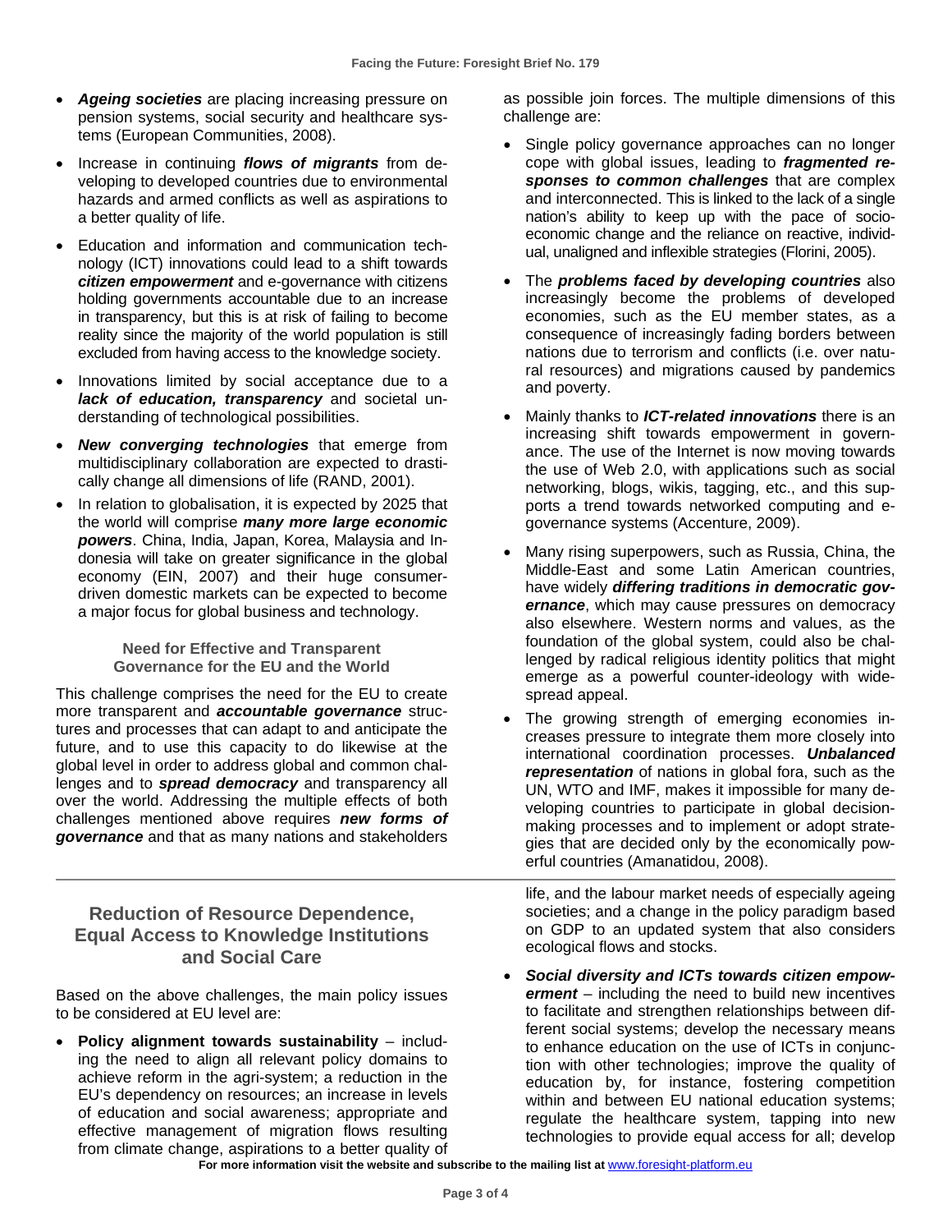- ***Ageing societies*** are placing increasing pressure on pension systems, social security and healthcare systems (European Communities, 2008).
- Increase in continuing ***flows of migrants*** from developing to developed countries due to environmental hazards and armed conflicts as well as aspirations to a better quality of life.
- Education and information and communication technology (ICT) innovations could lead to a shift towards ***citizen empowerment*** and e-governance with citizens holding governments accountable due to an increase in transparency, but this is at risk of failing to become reality since the majority of the world population is still excluded from having access to the knowledge society.
- Innovations limited by social acceptance due to a ***lack of education, transparency*** and societal understanding of technological possibilities.
- ***New converging technologies*** that emerge from multidisciplinary collaboration are expected to drastically change all dimensions of life (RAND, 2001).
- In relation to globalisation, it is expected by 2025 that the world will comprise ***many more large economic powers***. China, India, Japan, Korea, Malaysia and Indonesia will take on greater significance in the global economy (EIN, 2007) and their huge consumer-driven domestic markets can be expected to become a major focus for global business and technology.

### Need for Effective and Transparent Governance for the EU and the World

This challenge comprises the need for the EU to create more transparent and ***accountable governance*** structures and processes that can adapt to and anticipate the future, and to use this capacity to do likewise at the global level in order to address global and common challenges and to ***spread democracy*** and transparency all over the world. Addressing the multiple effects of both challenges mentioned above requires ***new forms of governance*** and that as many nations and stakeholders as possible join forces. The multiple dimensions of this challenge are:

- Single policy governance approaches can no longer cope with global issues, leading to ***fragmented responses to common challenges*** that are complex and interconnected. This is linked to the lack of a single nation's ability to keep up with the pace of socio-economic change and the reliance on reactive, individual, unaligned and inflexible strategies (Florini, 2005).
- The ***problems faced by developing countries*** also increasingly become the problems of developed economies, such as the EU member states, as a consequence of increasingly fading borders between nations due to terrorism and conflicts (i.e. over natural resources) and migrations caused by pandemics and poverty.
- Mainly thanks to ***ICT-related innovations*** there is an increasing shift towards empowerment in governance. The use of the Internet is now moving towards the use of Web 2.0, with applications such as social networking, blogs, wikis, tagging, etc., and this supports a trend towards networked computing and e-governance systems (Accenture, 2009).
- Many rising superpowers, such as Russia, China, the Middle-East and some Latin American countries, have widely ***differing traditions in democratic governance***, which may cause pressures on democracy also elsewhere. Western norms and values, as the foundation of the global system, could also be challenged by radical religious identity politics that might emerge as a powerful counter-ideology with widespread appeal.
- The growing strength of emerging economies increases pressure to integrate them more closely into international coordination processes. ***Unbalanced representation*** of nations in global fora, such as the UN, WTO and IMF, makes it impossible for many developing countries to participate in global decision-making processes and to implement or adopt strategies that are decided only by the economically powerful countries (Amanatidou, 2008).

## Reduction of Resource Dependence, Equal Access to Knowledge Institutions and Social Care

Based on the above challenges, the main policy issues to be considered at EU level are:

- **Policy alignment towards sustainability** – including the need to align all relevant policy domains to achieve reform in the agri-system; a reduction in the EU's dependency on resources; an increase in levels of education and social awareness; appropriate and effective management of migration flows resulting from climate change, aspirations to a better quality of life, and the labour market needs of especially ageing societies; and a change in the policy paradigm based on GDP to an updated system that also considers ecological flows and stocks.
- ***Social diversity and ICTs towards citizen empowerment*** – including the need to build new incentives to facilitate and strengthen relationships between different social systems; develop the necessary means to enhance education on the use of ICTs in conjunction with other technologies; improve the quality of education by, for instance, fostering competition within and between EU national education systems; regulate the healthcare system, tapping into new technologies to provide equal access for all; develop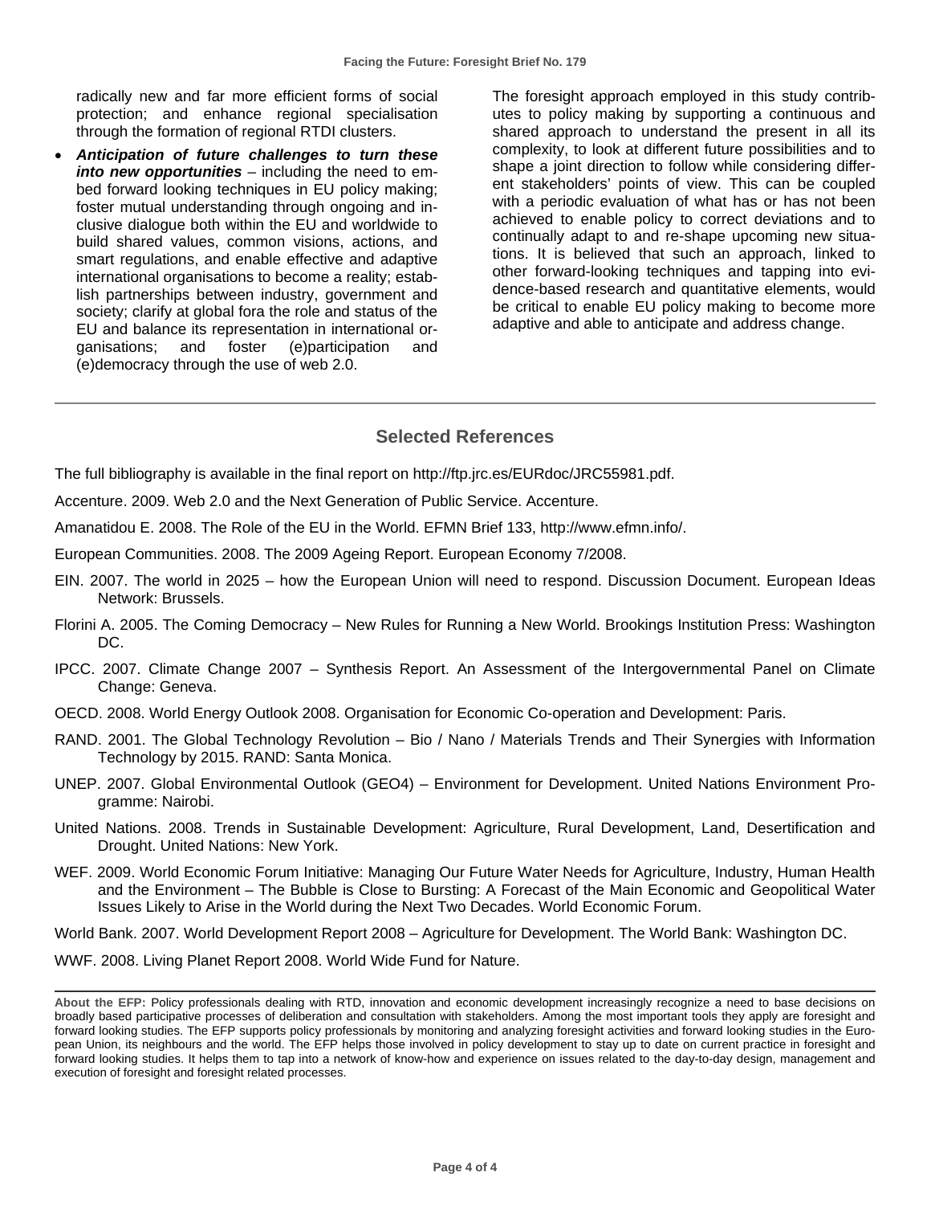radically new and far more efficient forms of social protection; and enhance regional specialisation through the formation of regional RTDI clusters.

- ***Anticipation of future challenges to turn these into new opportunities*** – including the need to embed forward looking techniques in EU policy making; foster mutual understanding through ongoing and inclusive dialogue both within the EU and worldwide to build shared values, common visions, actions, and smart regulations, and enable effective and adaptive international organisations to become a reality; establish partnerships between industry, government and society; clarify at global fora the role and status of the EU and balance its representation in international organisations; and foster (e)participation and (e)democracy through the use of web 2.0.

The foresight approach employed in this study contributes to policy making by supporting a continuous and shared approach to understand the present in all its complexity, to look at different future possibilities and to shape a joint direction to follow while considering different stakeholders' points of view. This can be coupled with a periodic evaluation of what has or has not been achieved to enable policy to correct deviations and to continually adapt to and re-shape upcoming new situations. It is believed that such an approach, linked to other forward-looking techniques and tapping into evidence-based research and quantitative elements, would be critical to enable EU policy making to become more adaptive and able to anticipate and address change.

## Selected References

The full bibliography is available in the final report on http://ftp.jrc.es/EURdoc/JRC55981.pdf.

Accenture. 2009. Web 2.0 and the Next Generation of Public Service. Accenture.

Amanatidou E. 2008. The Role of the EU in the World. EFMN Brief 133, http://www.efmn.info/.

European Communities. 2008. The 2009 Ageing Report. European Economy 7/2008.

EIN. 2007. The world in 2025 – how the European Union will need to respond. Discussion Document. European Ideas Network: Brussels.

Florini A. 2005. The Coming Democracy – New Rules for Running a New World. Brookings Institution Press: Washington DC.

IPCC. 2007. Climate Change 2007 – Synthesis Report. An Assessment of the Intergovernmental Panel on Climate Change: Geneva.

OECD. 2008. World Energy Outlook 2008. Organisation for Economic Co-operation and Development: Paris.

RAND. 2001. The Global Technology Revolution – Bio / Nano / Materials Trends and Their Synergies with Information Technology by 2015. RAND: Santa Monica.

UNEP. 2007. Global Environmental Outlook (GEO4) – Environment for Development. United Nations Environment Programme: Nairobi.

United Nations. 2008. Trends in Sustainable Development: Agriculture, Rural Development, Land, Desertification and Drought. United Nations: New York.

WEF. 2009. World Economic Forum Initiative: Managing Our Future Water Needs for Agriculture, Industry, Human Health and the Environment – The Bubble is Close to Bursting: A Forecast of the Main Economic and Geopolitical Water Issues Likely to Arise in the World during the Next Two Decades. World Economic Forum.

World Bank. 2007. World Development Report 2008 – Agriculture for Development. The World Bank: Washington DC.

WWF. 2008. Living Planet Report 2008. World Wide Fund for Nature.

---

**About the EFP:** Policy professionals dealing with RTD, innovation and economic development increasingly recognize a need to base decisions on broadly based participative processes of deliberation and consultation with stakeholders. Among the most important tools they apply are foresight and forward looking studies. The EFP supports policy professionals by monitoring and analyzing foresight activities and forward looking studies in the European Union, its neighbours and the world. The EFP helps those involved in policy development to stay up to date on current practice in foresight and forward looking studies. It helps them to tap into a network of know-how and experience on issues related to the day-to-day design, management and execution of foresight and foresight related processes.